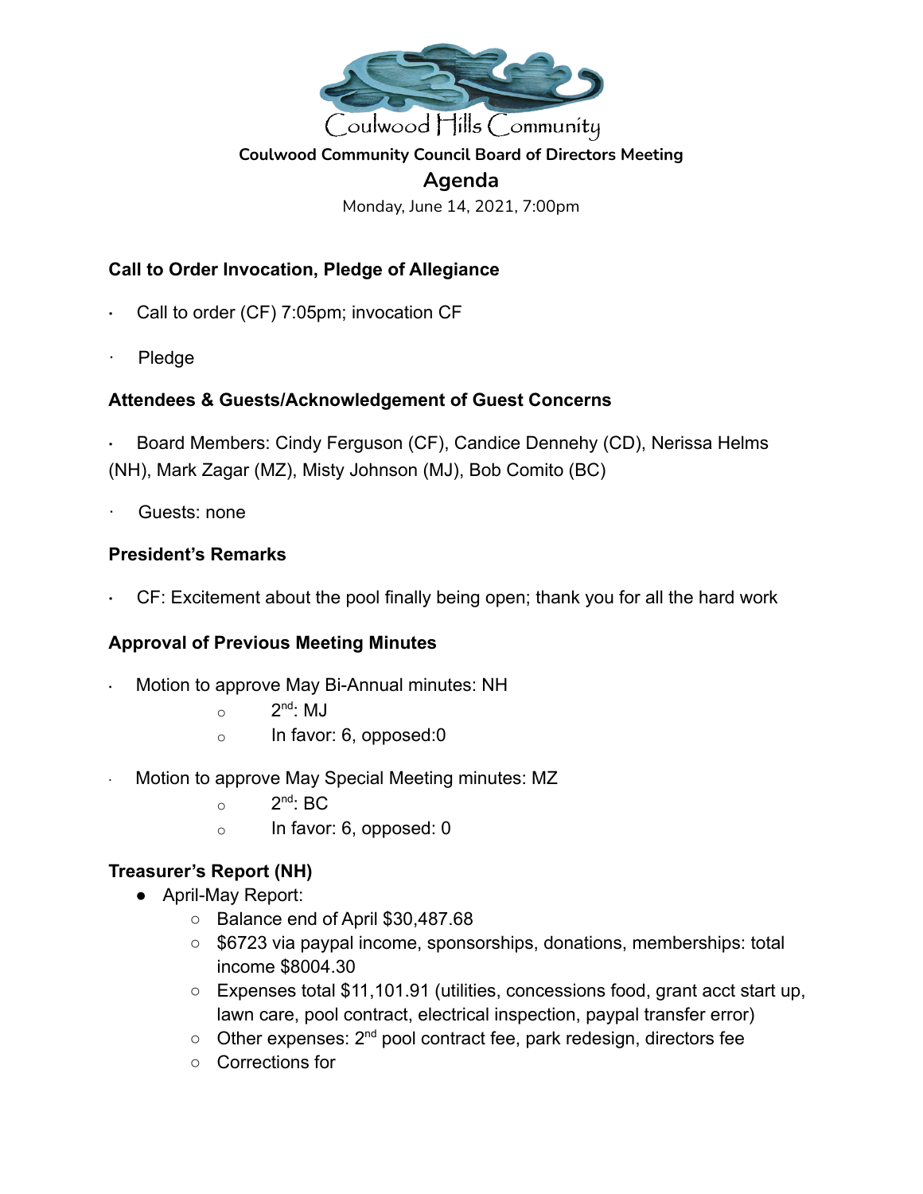Coulwood Hills Community

**Coulwood Community Council Board of Directors Meeting**

## Agenda

Monday, June 14, 2021, 7:00pm

### Call to Order Invocation, Pledge of Allegiance

- Call to order (CF) 7:05pm; invocation CF
- Pledge

### Attendees & Guests/Acknowledgement of Guest Concerns

- Board Members: Cindy Ferguson (CF), Candice Dennehy (CD), Nerissa Helms (NH), Mark Zagar (MZ), Misty Johnson (MJ), Bob Comito (BC)
- Guests: none

### President's Remarks

- CF: Excitement about the pool finally being open; thank you for all the hard work

### Approval of Previous Meeting Minutes

- Motion to approve May Bi-Annual minutes: NH
  - 2nd: MJ
  - In favor: 6, opposed:0
- Motion to approve May Special Meeting minutes: MZ
  - 2nd: BC
  - In favor: 6, opposed: 0

### Treasurer's Report (NH)

- April-May Report:
  - Balance end of April $30,487.68
  - $6723 via paypal income, sponsorships, donations, memberships: total income $8004.30
  - Expenses total $11,101.91 (utilities, concessions food, grant acct start up, lawn care, pool contract, electrical inspection, paypal transfer error)
  - Other expenses: 2nd pool contract fee, park redesign, directors fee
  - Corrections for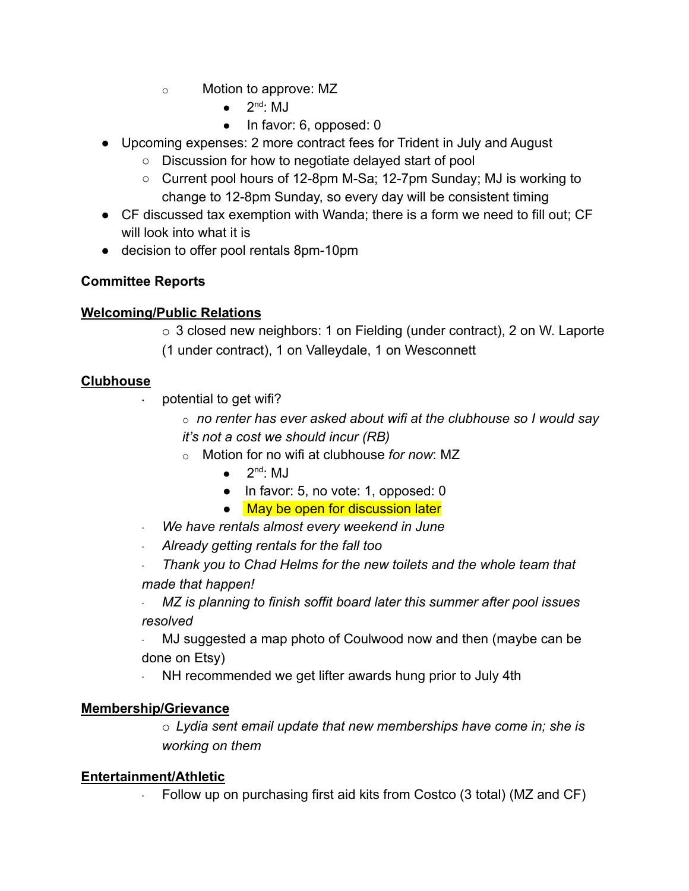- Motion to approve: MZ
    - 2nd: MJ
    - In favor: 6, opposed: 0
- Upcoming expenses: 2 more contract fees for Trident in July and August
  - Discussion for how to negotiate delayed start of pool
  - Current pool hours of 12-8pm M-Sa; 12-7pm Sunday; MJ is working to change to 12-8pm Sunday, so every day will be consistent timing
- CF discussed tax exemption with Wanda; there is a form we need to fill out; CF will look into what it is
- decision to offer pool rentals 8pm-10pm

**Committee Reports**

**<u>Welcoming/Public Relations</u>**

- 3 closed new neighbors: 1 on Fielding (under contract), 2 on W. Laporte (1 under contract), 1 on Valleydale, 1 on Wesconnett

**<u>Clubhouse</u>**

- potential to get wifi?
  - *no renter has ever asked about wifi at the clubhouse so I would say it's not a cost we should incur (RB)*
  - Motion for no wifi at clubhouse *for now*: MZ
    - 2nd: MJ
    - In favor: 5, no vote: 1, opposed: 0
    - May be open for discussion later
- *We have rentals almost every weekend in June*
- *Already getting rentals for the fall too*
- *Thank you to Chad Helms for the new toilets and the whole team that made that happen!*
- *MZ is planning to finish soffit board later this summer after pool issues resolved*
- MJ suggested a map photo of Coulwood now and then (maybe can be done on Etsy)
- NH recommended we get lifter awards hung prior to July 4th

**<u>Membership/Grievance</u>**

- *Lydia sent email update that new memberships have come in; she is working on them*

**<u>Entertainment/Athletic</u>**

- Follow up on purchasing first aid kits from Costco (3 total) (MZ and CF)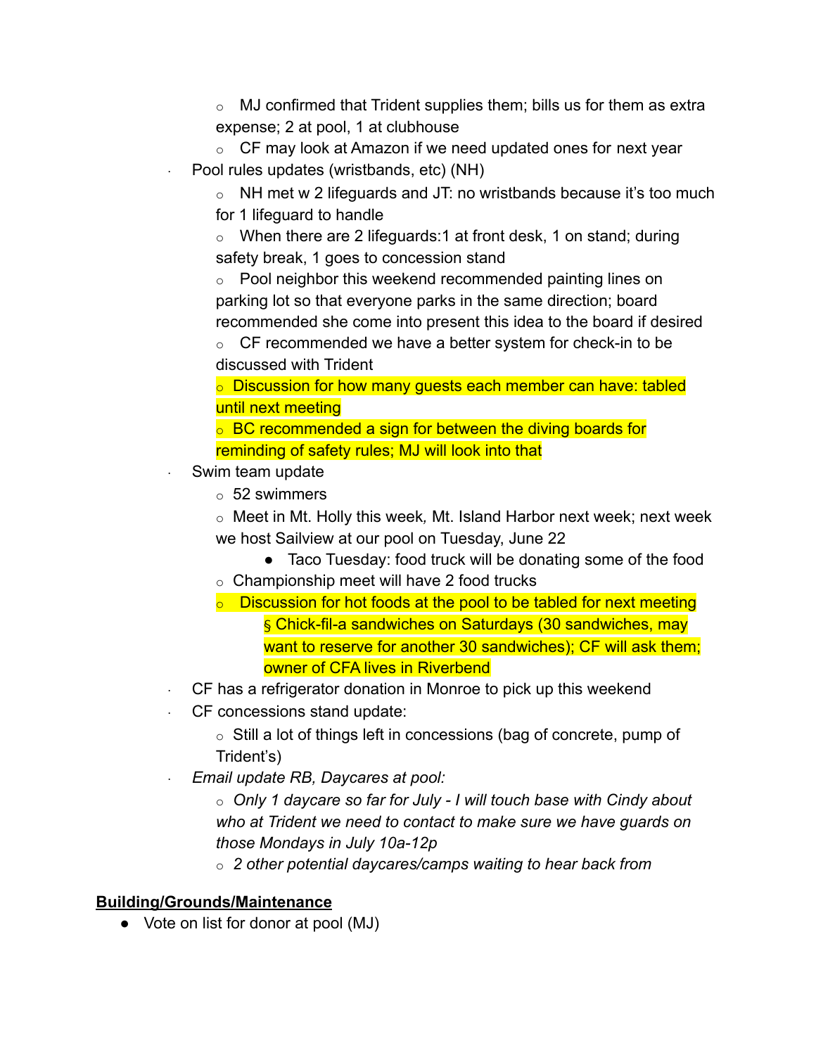- MJ confirmed that Trident supplies them; bills us for them as extra expense; 2 at pool, 1 at clubhouse
    - CF may look at Amazon if we need updated ones for next year
- Pool rules updates (wristbands, etc) (NH)
    - NH met w 2 lifeguards and JT: no wristbands because it's too much for 1 lifeguard to handle
    - When there are 2 lifeguards:1 at front desk, 1 on stand; during safety break, 1 goes to concession stand
    - Pool neighbor this weekend recommended painting lines on parking lot so that everyone parks in the same direction; board recommended she come into present this idea to the board if desired
    - CF recommended we have a better system for check-in to be discussed with Trident
    - Discussion for how many guests each member can have: tabled until next meeting
    - BC recommended a sign for between the diving boards for reminding of safety rules; MJ will look into that
- Swim team update
    - 52 swimmers
    - Meet in Mt. Holly this week*,* Mt. Island Harbor next week; next week we host Sailview at our pool on Tuesday, June 22
        - Taco Tuesday: food truck will be donating some of the food
    - Championship meet will have 2 food trucks
    - Discussion for hot foods at the pool to be tabled for next meeting
        - Chick-fil-a sandwiches on Saturdays (30 sandwiches, may want to reserve for another 30 sandwiches); CF will ask them; owner of CFA lives in Riverbend
- CF has a refrigerator donation in Monroe to pick up this weekend
- CF concessions stand update:
    - Still a lot of things left in concessions (bag of concrete, pump of Trident's)
- *Email update RB, Daycares at pool:*
    - *Only 1 daycare so far for July - I will touch base with Cindy about who at Trident we need to contact to make sure we have guards on those Mondays in July 10a-12p*
    - *2 other potential daycares/camps waiting to hear back from*

**Building/Grounds/Maintenance**

- Vote on list for donor at pool (MJ)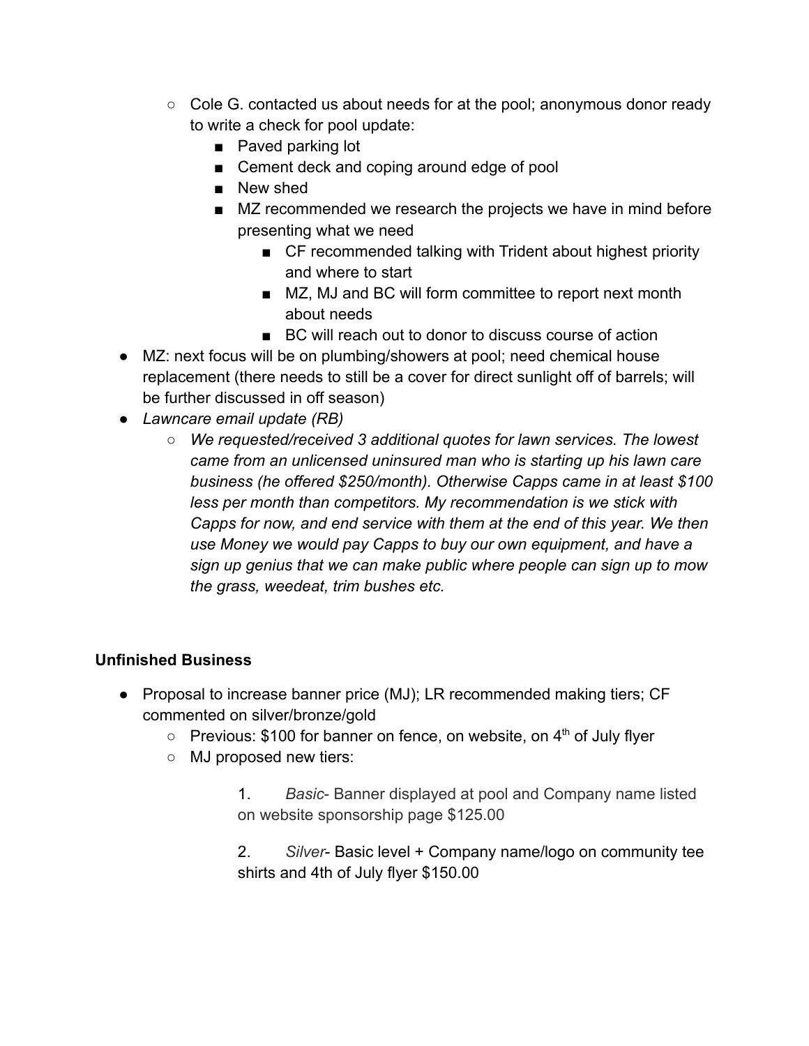- Cole G. contacted us about needs for at the pool; anonymous donor ready to write a check for pool update:
        - Paved parking lot
        - Cement deck and coping around edge of pool
        - New shed
        - MZ recommended we research the projects we have in mind before presenting what we need
            - CF recommended talking with Trident about highest priority and where to start
            - MZ, MJ and BC will form committee to report next month about needs
            - BC will reach out to donor to discuss course of action
- MZ: next focus will be on plumbing/showers at pool; need chemical house replacement (there needs to still be a cover for direct sunlight off of barrels; will be further discussed in off season)
- *Lawncare email update (RB)*
    - *We requested/received 3 additional quotes for lawn services. The lowest came from an unlicensed uninsured man who is starting up his lawn care business (he offered $250/month). Otherwise Capps came in at least $100 less per month than competitors. My recommendation is we stick with Capps for now, and end service with them at the end of this year. We then use Money we would pay Capps to buy our own equipment, and have a sign up genius that we can make public where people can sign up to mow the grass, weedeat, trim bushes etc.*

**Unfinished Business**

- Proposal to increase banner price (MJ); LR recommended making tiers; CF commented on silver/bronze/gold
    - Previous: $100 for banner on fence, on website, on 4th of July flyer
    - MJ proposed new tiers:

        1. *Basic*- Banner displayed at pool and Company name listed on website sponsorship page $125.00

        2. *Silver*- Basic level + Company name/logo on community tee shirts and 4th of July flyer $150.00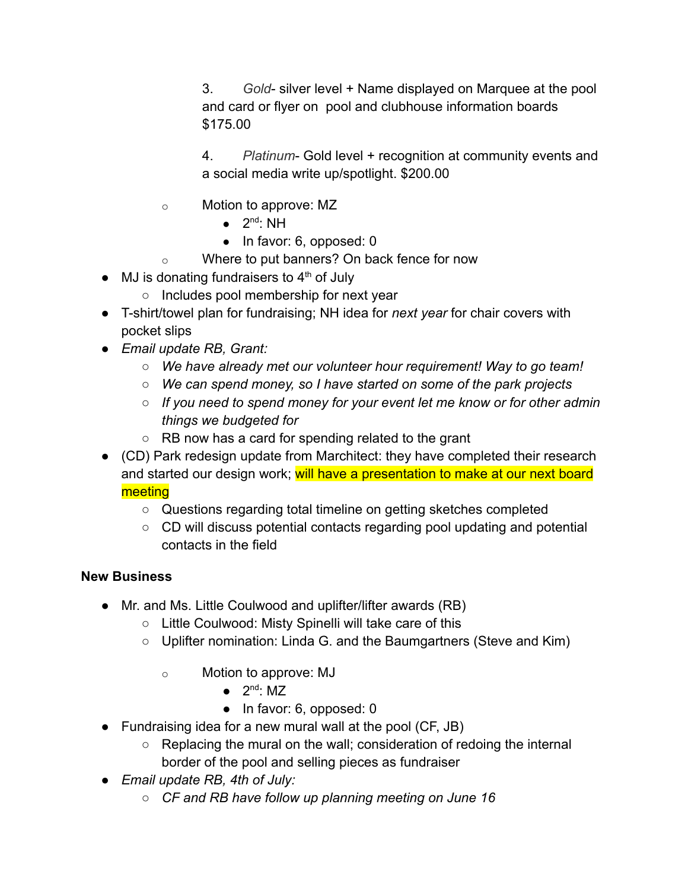3. *Gold*- silver level + Name displayed on Marquee at the pool and card or flyer on pool and clubhouse information boards $175.00

4. *Platinum*- Gold level + recognition at community events and a social media write up/spotlight. $200.00

- Motion to approve: MZ
  - 2nd: NH
  - In favor: 6, opposed: 0
- Where to put banners? On back fence for now

- MJ is donating fundraisers to 4th of July
  - Includes pool membership for next year
- T-shirt/towel plan for fundraising; NH idea for *next year* for chair covers with pocket slips
- *Email update RB, Grant:*
  - *We have already met our volunteer hour requirement! Way to go team!*
  - *We can spend money, so I have started on some of the park projects*
  - *If you need to spend money for your event let me know or for other admin things we budgeted for*
  - RB now has a card for spending related to the grant
- (CD) Park redesign update from Marchitect: they have completed their research and started our design work; will have a presentation to make at our next board meeting
  - Questions regarding total timeline on getting sketches completed
  - CD will discuss potential contacts regarding pool updating and potential contacts in the field

**New Business**

- Mr. and Ms. Little Coulwood and uplifter/lifter awards (RB)
  - Little Coulwood: Misty Spinelli will take care of this
  - Uplifter nomination: Linda G. and the Baumgartners (Steve and Kim)
  - Motion to approve: MJ
    - 2nd: MZ
    - In favor: 6, opposed: 0
- Fundraising idea for a new mural wall at the pool (CF, JB)
  - Replacing the mural on the wall; consideration of redoing the internal border of the pool and selling pieces as fundraiser
- *Email update RB, 4th of July:*
  - *CF and RB have follow up planning meeting on June 16*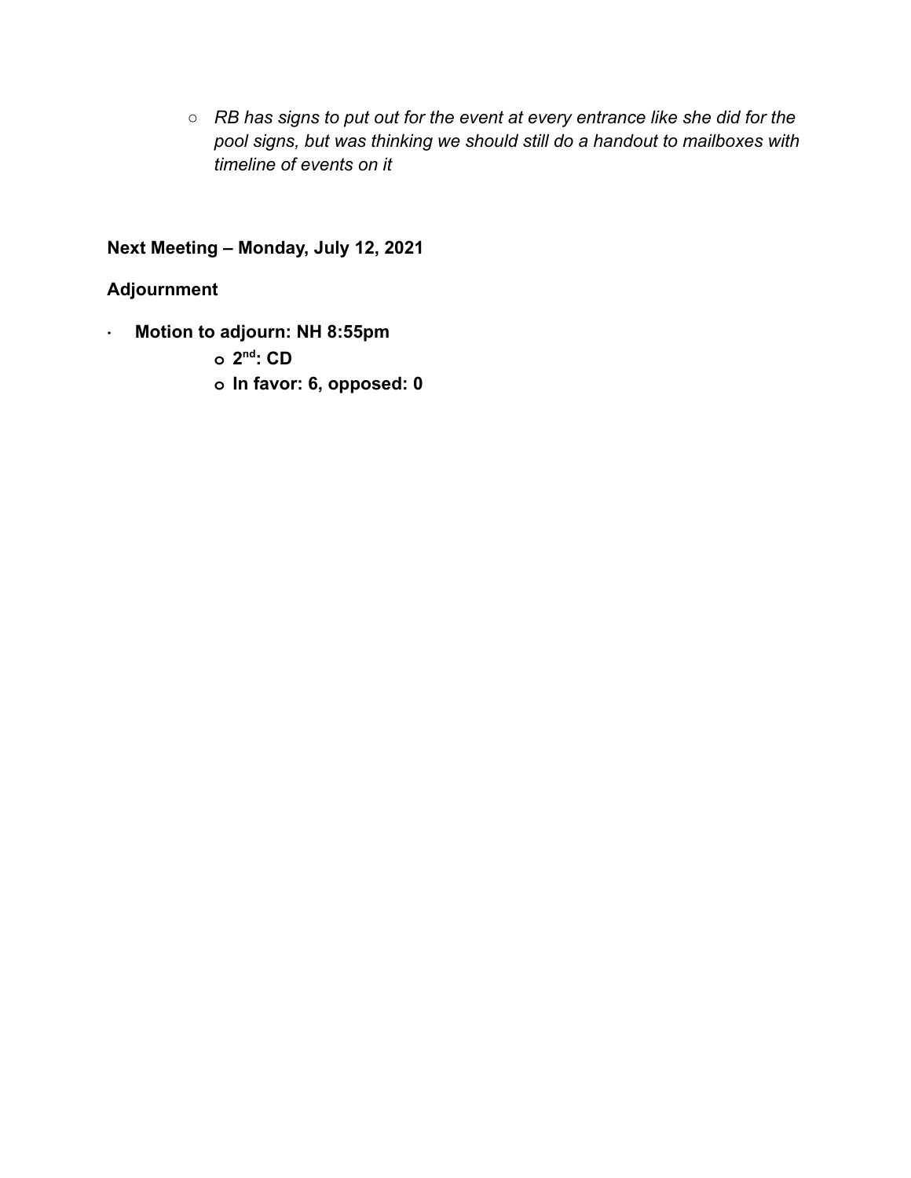- *RB has signs to put out for the event at every entrance like she did for the pool signs, but was thinking we should still do a handout to mailboxes with timeline of events on it*

**Next Meeting – Monday, July 12, 2021**

**Adjournment**

- **Motion to adjourn: NH 8:55pm**
    - **2nd: CD**
    - **In favor: 6, opposed: 0**